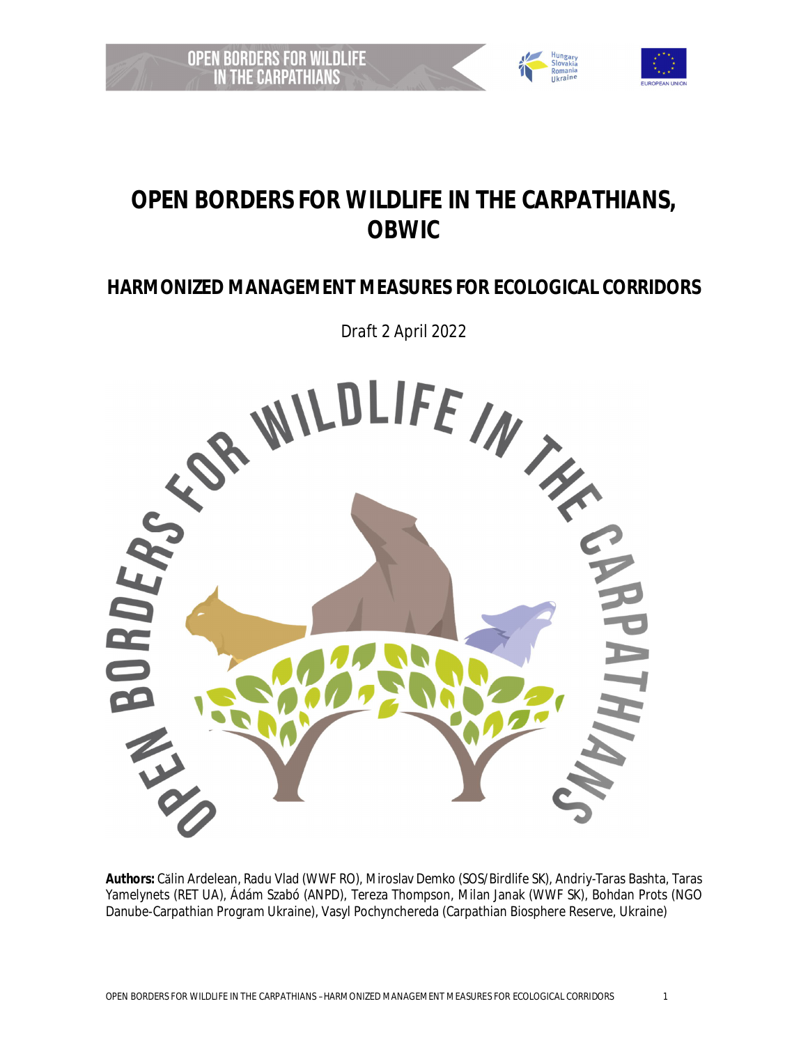# OPEN BORDERS FOR WILDLIFE IN THE CARPATHIANS, OBWIC

## HARMONIZED MANAGEMENT MEASURES FOR ECOLOGICAL CORRIDORS

Draft 2 April 2022

**Authors:** Călin Ardelean, Radu Vlad (WWF RO), Miroslav Demko (SOS/Birdlife SK), Andriy-Taras Bashta, Taras Yamelynets (RET UA), Ádám Szabó (ANPD), Tereza Thompson, Milan Janak (WWF SK), Bohdan Prots (NGO Danube-Carpathian Program Ukraine), Vasyl Pochynchereda (Carpathian Biosphere Reserve, Ukraine)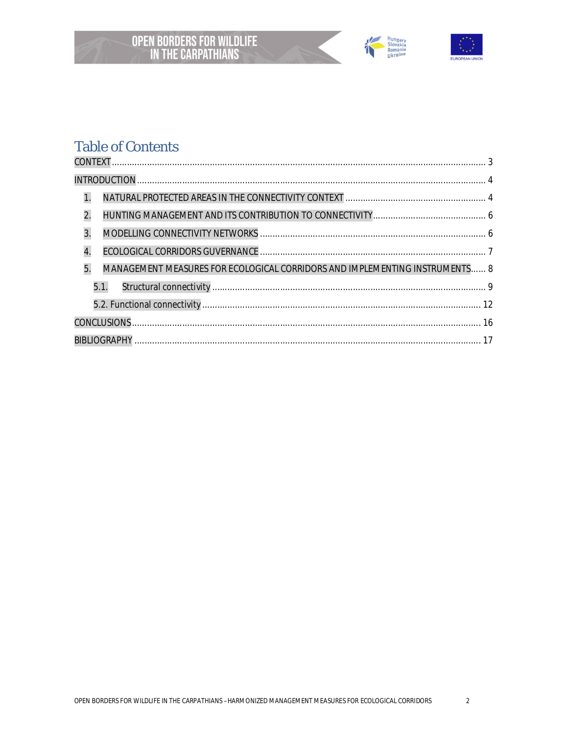# Table of Contents

CONTEXT ........................................................................................................................................ 3

INTRODUCTION ............................................................................................................................... 4

1. NATURAL PROTECTED AREAS IN THE CONNECTIVITY CONTEXT ........................................................ 4
2. HUNTING MANAGEMENT AND ITS CONTRIBUTION TO CONNECTIVITY ............................................. 6
3. MODELLING CONNECTIVITY NETWORKS ......................................................................................... 6
4. ECOLOGICAL CORRIDORS GUVERNANCE .......................................................................................... 7
5. MANAGEMENT MEASURES FOR ECOLOGICAL CORRIDORS AND IMPLEMENTING INSTRUMENTS...... 8
   - 5.1. Structural connectivity ............................................................................................. 9
   - 5.2. Functional connectivity ............................................................................................ 12

CONCLUSIONS ................................................................................................................................ 16

BIBLIOGRAPHY ............................................................................................................................... 17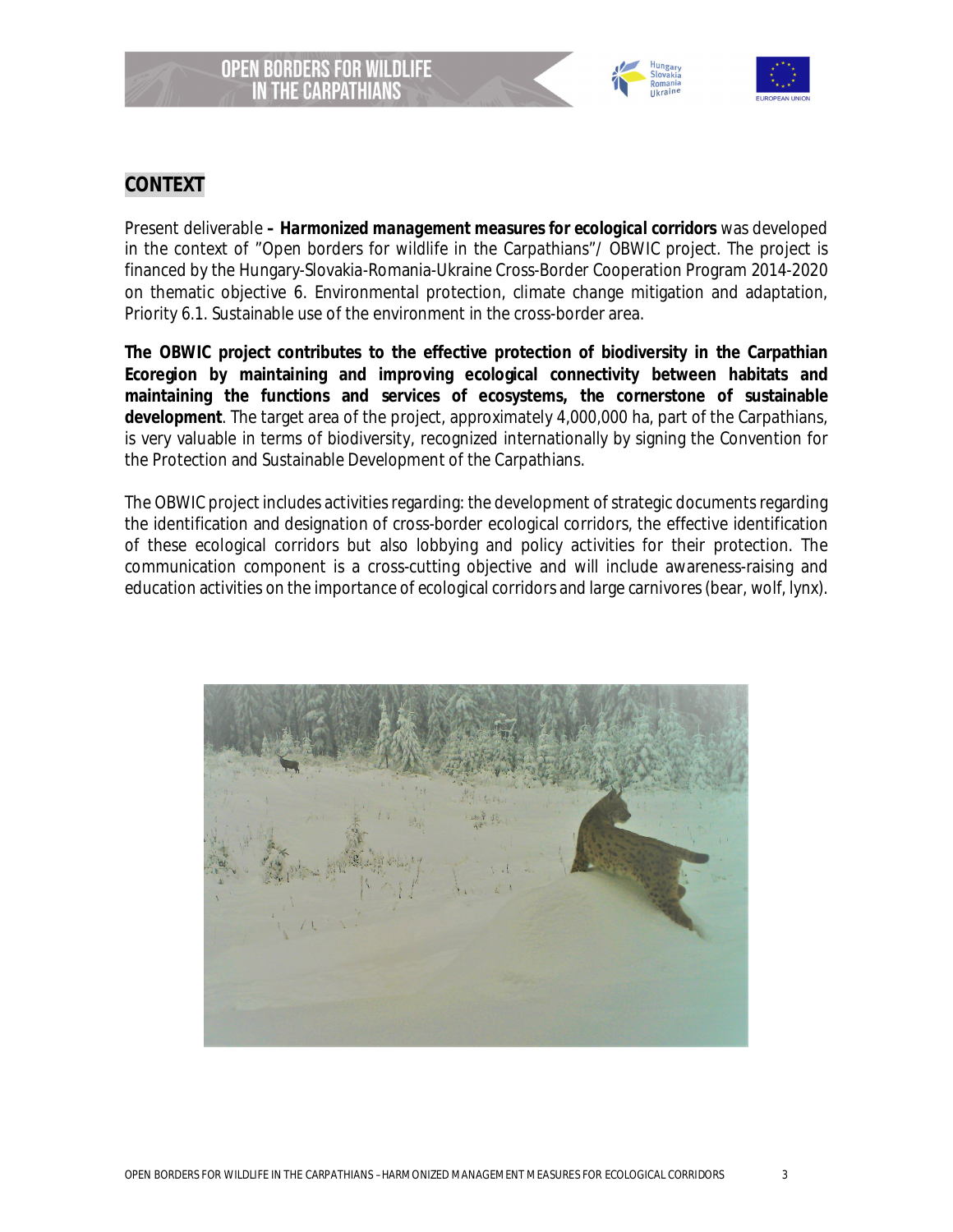# CONTEXT

Present deliverable **– *Harmonized management measures for ecological corridors*** was developed in the context of "Open borders for wildlife in the Carpathians"/ OBWIC project. The project is financed by the Hungary-Slovakia-Romania-Ukraine Cross-Border Cooperation Program 2014-2020 on thematic objective 6. Environmental protection, climate change mitigation and adaptation, Priority 6.1. Sustainable use of the environment in the cross-border area.

**The OBWIC project contributes to the effective protection of biodiversity in the Carpathian Ecoregion by maintaining and improving ecological connectivity between habitats and maintaining the functions and services of ecosystems, the cornerstone of sustainable development**. The target area of the project, approximately 4,000,000 ha, part of the Carpathians, is very valuable in terms of biodiversity, recognized internationally by signing the Convention for the Protection and Sustainable Development of the Carpathians.

The OBWIC project includes activities regarding: the development of strategic documents regarding the identification and designation of cross-border ecological corridors, the effective identification of these ecological corridors but also lobbying and policy activities for their protection. The communication component is a cross-cutting objective and will include awareness-raising and education activities on the importance of ecological corridors and large carnivores (bear, wolf, lynx).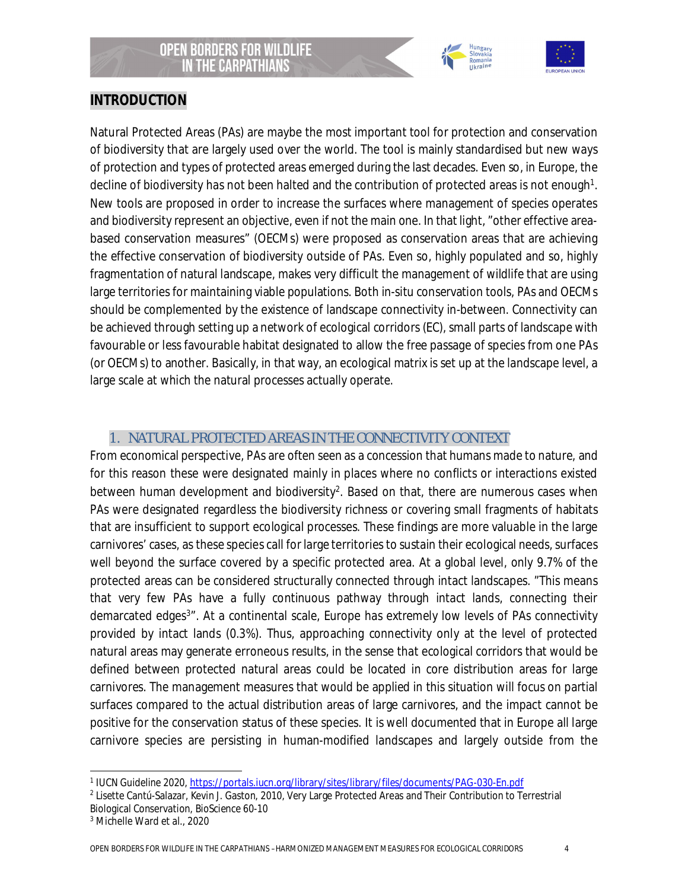## INTRODUCTION

Natural Protected Areas (PAs) are maybe the most important tool for protection and conservation of biodiversity that are largely used over the world. The tool is mainly standardised but new ways of protection and types of protected areas emerged during the last decades. Even so, in Europe, the decline of biodiversity has not been halted and the contribution of protected areas is not enough[1]. New tools are proposed in order to increase the surfaces where management of species operates and biodiversity represent an objective, even if not the main one. In that light, "other effective area-based conservation measures" (OECMs) were proposed as conservation areas that are achieving the effective conservation of biodiversity outside of PAs. Even so, highly populated and so, highly fragmentation of natural landscape, makes very difficult the management of wildlife that are using large territories for maintaining viable populations. Both in-situ conservation tools, PAs and OECMs should be complemented by the existence of landscape connectivity in-between. Connectivity can be achieved through setting up a network of ecological corridors (EC), small parts of landscape with favourable or less favourable habitat designated to allow the free passage of species from one PAs (or OECMs) to another. Basically, in that way, an ecological matrix is set up at the landscape level, a large scale at which the natural processes actually operate.

### 1. NATURAL PROTECTED AREAS IN THE CONNECTIVITY CONTEXT

From economical perspective, PAs are often seen as a concession that humans made to nature, and for this reason these were designated mainly in places where no conflicts or interactions existed between human development and biodiversity[2]. Based on that, there are numerous cases when PAs were designated regardless the biodiversity richness or covering small fragments of habitats that are insufficient to support ecological processes. These findings are more valuable in the large carnivores' cases, as these species call for large territories to sustain their ecological needs, surfaces well beyond the surface covered by a specific protected area. At a global level, only 9.7% of the protected areas can be considered structurally connected through intact landscapes. "This means that very few PAs have a fully continuous pathway through intact lands, connecting their demarcated edges[3]". At a continental scale, Europe has extremely low levels of PAs connectivity provided by intact lands (0.3%). Thus, approaching connectivity only at the level of protected natural areas may generate erroneous results, in the sense that ecological corridors that would be defined between protected natural areas could be located in core distribution areas for large carnivores. The management measures that would be applied in this situation will focus on partial surfaces compared to the actual distribution areas of large carnivores, and the impact cannot be positive for the conservation status of these species. It is well documented that in Europe all large carnivore species are persisting in human-modified landscapes and largely outside from the

---

[1] IUCN Guideline 2020, https://portals.iucn.org/library/sites/library/files/documents/PAG-030-En.pdf

[2] Lisette Cantú-Salazar, Kevin J. Gaston, 2010, Very Large Protected Areas and Their Contribution to Terrestrial Biological Conservation, BioScience 60-10

[3] Michelle Ward et al., 2020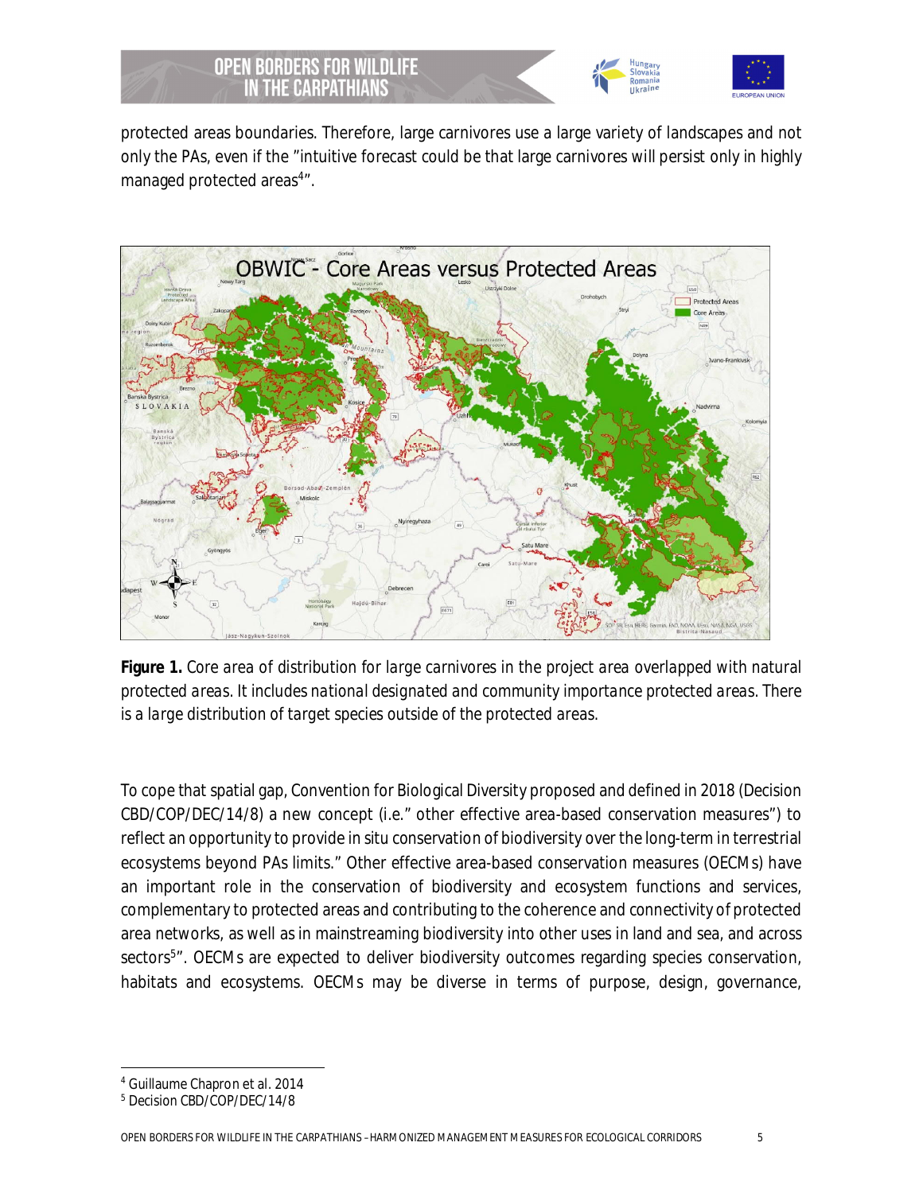protected areas boundaries. Therefore, large carnivores use a large variety of landscapes and not only the PAs, even if the "intuitive forecast could be that large carnivores will persist only in highly managed protected areas[4]".

**Figure 1.** *Core area of distribution for large carnivores in the project area overlapped with natural protected areas. It includes national designated and community importance protected areas. There is a large distribution of target species outside of the protected areas.*

To cope that spatial gap, Convention for Biological Diversity proposed and defined in 2018 (Decision CBD/COP/DEC/14/8) a new concept (i.e." other effective area-based conservation measures") to reflect an opportunity to provide in situ conservation of biodiversity over the long-term in terrestrial ecosystems beyond PAs limits." Other effective area-based conservation measures (OECMs) have an important role in the conservation of biodiversity and ecosystem functions and services, complementary to protected areas and contributing to the coherence and connectivity of protected area networks, as well as in mainstreaming biodiversity into other uses in land and sea, and across sectors[5]". OECMs are expected to deliver biodiversity outcomes regarding species conservation, habitats and ecosystems. OECMs may be diverse in terms of purpose, design, governance,

---

[4] Guillaume Chapron et al. 2014

[5] Decision CBD/COP/DEC/14/8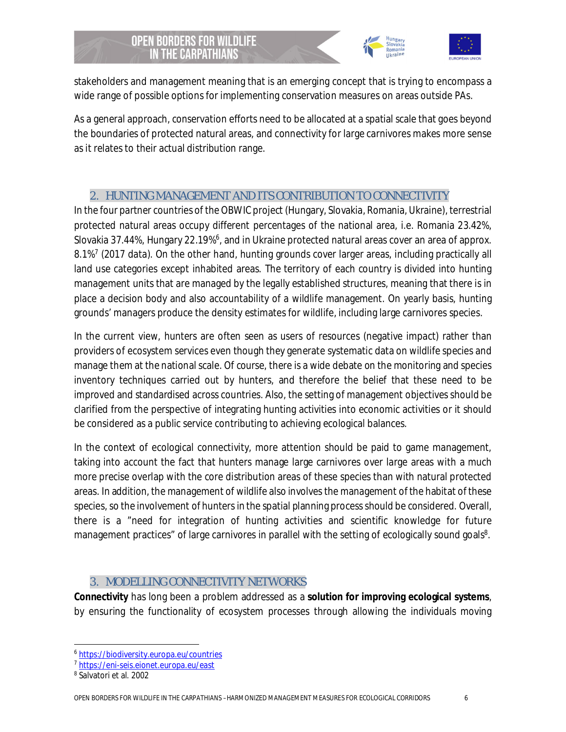stakeholders and management meaning that is an emerging concept that is trying to encompass a wide range of possible options for implementing conservation measures on areas outside PAs.

As a general approach, conservation efforts need to be allocated at a spatial scale that goes beyond the boundaries of protected natural areas, and connectivity for large carnivores makes more sense as it relates to their actual distribution range.

## 2. HUNTING MANAGEMENT AND ITS CONTRIBUTION TO CONNECTIVITY

In the four partner countries of the OBWIC project (Hungary, Slovakia, Romania, Ukraine), terrestrial protected natural areas occupy different percentages of the national area, i.e. Romania 23.42%, Slovakia 37.44%, Hungary 22.19%[6], and in Ukraine protected natural areas cover an area of approx. 8.1%[7] (2017 data). On the other hand, hunting grounds cover larger areas, including practically all land use categories except inhabited areas. The territory of each country is divided into hunting management units that are managed by the legally established structures, meaning that there is in place a decision body and also accountability of a wildlife management. On yearly basis, hunting grounds' managers produce the density estimates for wildlife, including large carnivores species.

In the current view, hunters are often seen as users of resources (negative impact) rather than providers of ecosystem services even though they generate systematic data on wildlife species and manage them at the national scale. Of course, there is a wide debate on the monitoring and species inventory techniques carried out by hunters, and therefore the belief that these need to be improved and standardised across countries. Also, the setting of management objectives should be clarified from the perspective of integrating hunting activities into economic activities or it should be considered as a public service contributing to achieving ecological balances.

In the context of ecological connectivity, more attention should be paid to game management, taking into account the fact that hunters manage large carnivores over large areas with a much more precise overlap with the core distribution areas of these species than with natural protected areas. In addition, the management of wildlife also involves the management of the habitat of these species, so the involvement of hunters in the spatial planning process should be considered. Overall, there is a "need for integration of hunting activities and scientific knowledge for future management practices" of large carnivores in parallel with the setting of ecologically sound goals[8].

## 3. MODELLING CONNECTIVITY NETWORKS

**Connectivity** has long been a problem addressed as a **solution for improving ecological systems**, by ensuring the functionality of ecosystem processes through allowing the individuals moving

---

[6] https://biodiversity.europa.eu/countries
[7] https://eni-seis.eionet.europa.eu/east
[8] Salvatori et al. 2002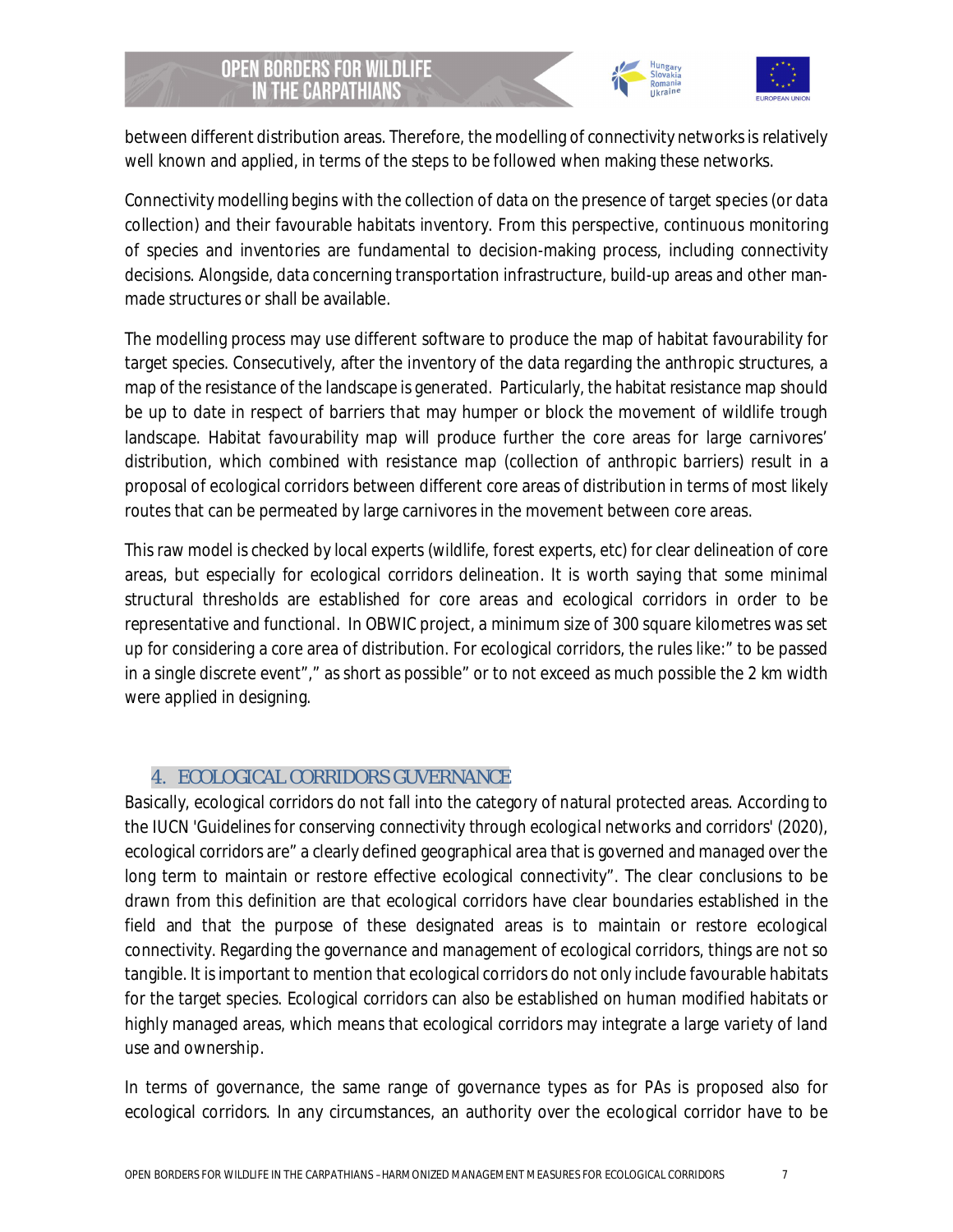between different distribution areas. Therefore, the modelling of connectivity networks is relatively well known and applied, in terms of the steps to be followed when making these networks.

Connectivity modelling begins with the collection of data on the presence of target species (or data collection) and their favourable habitats inventory. From this perspective, continuous monitoring of species and inventories are fundamental to decision-making process, including connectivity decisions. Alongside, data concerning transportation infrastructure, build-up areas and other man-made structures or shall be available.

The modelling process may use different software to produce the map of habitat favourability for target species. Consecutively, after the inventory of the data regarding the anthropic structures, a map of the resistance of the landscape is generated. Particularly, the habitat resistance map should be up to date in respect of barriers that may humper or block the movement of wildlife trough landscape. Habitat favourability map will produce further the core areas for large carnivores' distribution, which combined with resistance map (collection of anthropic barriers) result in a proposal of ecological corridors between different core areas of distribution in terms of most likely routes that can be permeated by large carnivores in the movement between core areas.

This raw model is checked by local experts (wildlife, forest experts, etc) for clear delineation of core areas, but especially for ecological corridors delineation. It is worth saying that some minimal structural thresholds are established for core areas and ecological corridors in order to be representative and functional. In OBWIC project, a minimum size of 300 square kilometres was set up for considering a core area of distribution. For ecological corridors, the rules like:" to be passed in a single discrete event"," as short as possible" or to not exceed as much possible the 2 km width were applied in designing.

## 4. ECOLOGICAL CORRIDORS GUVERNANCE

Basically, ecological corridors do not fall into the category of natural protected areas. According to the IUCN 'Guidelines for conserving connectivity through ecological networks and corridors' (2020), ecological corridors are" a clearly defined geographical area that is governed and managed over the long term to maintain or restore effective ecological connectivity". The clear conclusions to be drawn from this definition are that ecological corridors have clear boundaries established in the field and that the purpose of these designated areas is to maintain or restore ecological connectivity. Regarding the governance and management of ecological corridors, things are not so tangible. It is important to mention that ecological corridors do not only include favourable habitats for the target species. Ecological corridors can also be established on human modified habitats or highly managed areas, which means that ecological corridors may integrate a large variety of land use and ownership.

In terms of governance, the same range of governance types as for PAs is proposed also for ecological corridors. In any circumstances, an authority over the ecological corridor have to be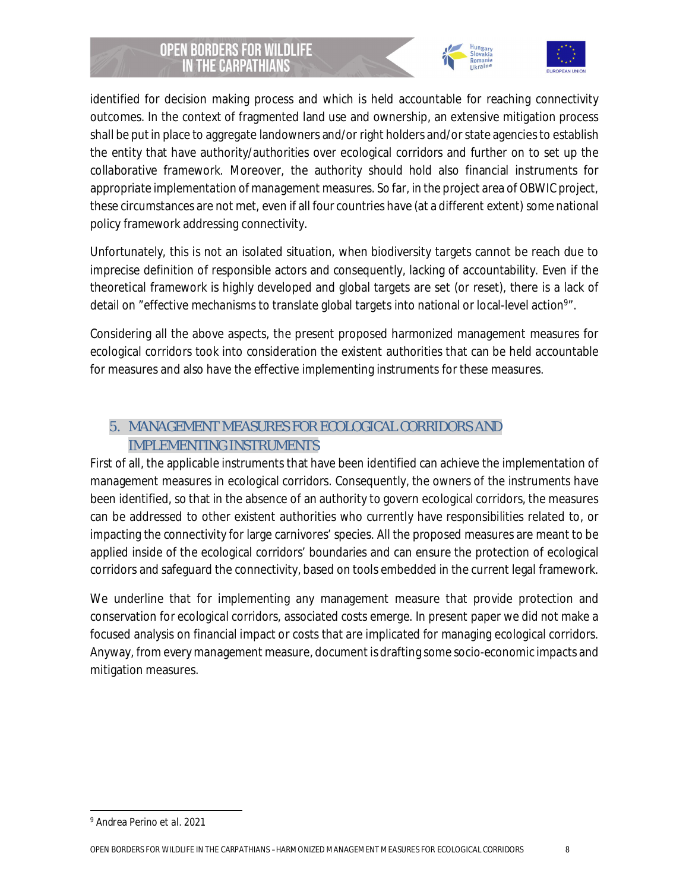identified for decision making process and which is held accountable for reaching connectivity outcomes. In the context of fragmented land use and ownership, an extensive mitigation process shall be put in place to aggregate landowners and/or right holders and/or state agencies to establish the entity that have authority/authorities over ecological corridors and further on to set up the collaborative framework. Moreover, the authority should hold also financial instruments for appropriate implementation of management measures. So far, in the project area of OBWIC project, these circumstances are not met, even if all four countries have (at a different extent) some national policy framework addressing connectivity.

Unfortunately, this is not an isolated situation, when biodiversity targets cannot be reach due to imprecise definition of responsible actors and consequently, lacking of accountability. Even if the theoretical framework is highly developed and global targets are set (or reset), there is a lack of detail on "effective mechanisms to translate global targets into national or local-level action[9]".

Considering all the above aspects, the present proposed harmonized management measures for ecological corridors took into consideration the existent authorities that can be held accountable for measures and also have the effective implementing instruments for these measures.

## 5. MANAGEMENT MEASURES FOR ECOLOGICAL CORRIDORS AND IMPLEMENTING INSTRUMENTS

First of all, the applicable instruments that have been identified can achieve the implementation of management measures in ecological corridors. Consequently, the owners of the instruments have been identified, so that in the absence of an authority to govern ecological corridors, the measures can be addressed to other existent authorities who currently have responsibilities related to, or impacting the connectivity for large carnivores' species. All the proposed measures are meant to be applied inside of the ecological corridors' boundaries and can ensure the protection of ecological corridors and safeguard the connectivity, based on tools embedded in the current legal framework.

We underline that for implementing any management measure that provide protection and conservation for ecological corridors, associated costs emerge. In present paper we did not make a focused analysis on financial impact or costs that are implicated for managing ecological corridors. Anyway, from every management measure, document is drafting some socio-economic impacts and mitigation measures.

[9] Andrea Perino et al. 2021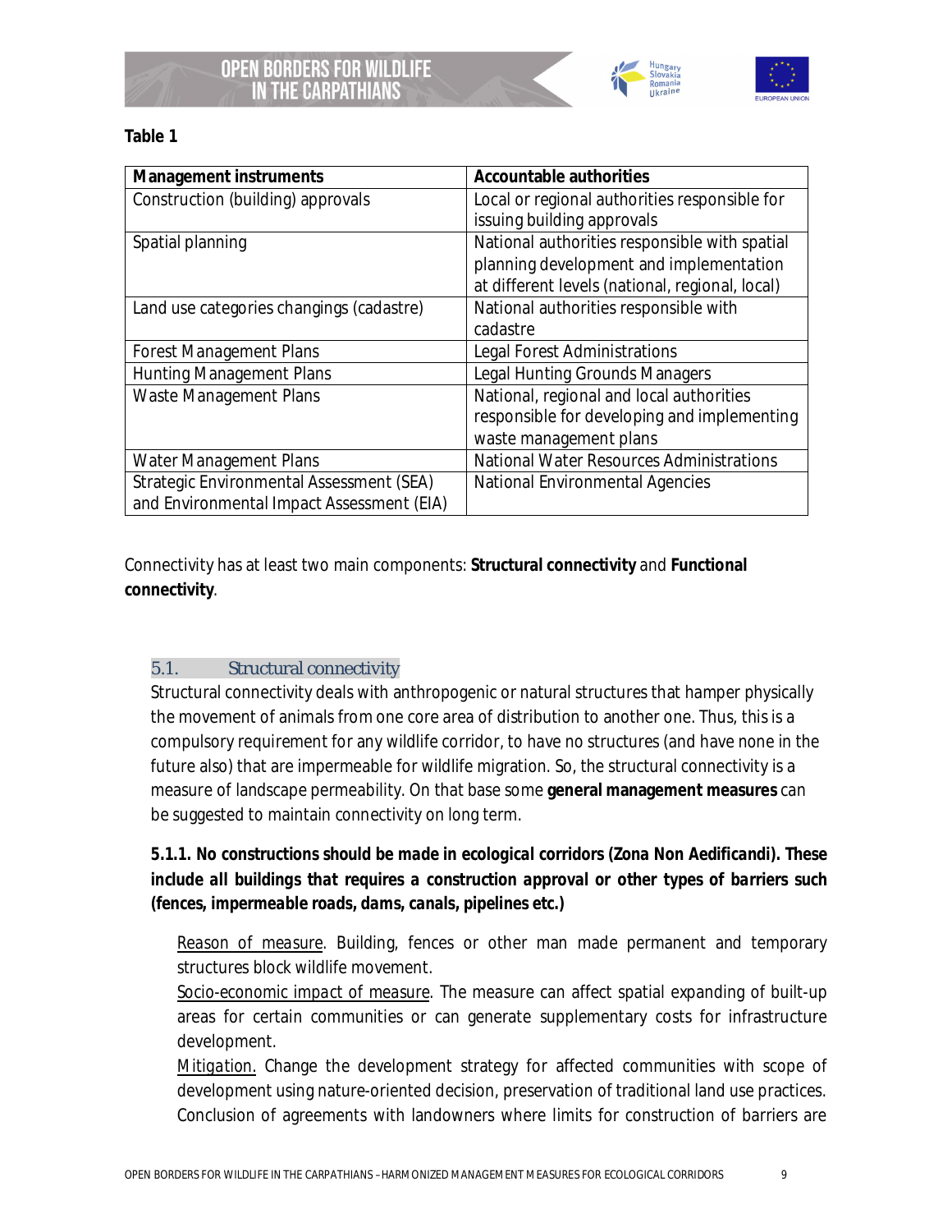**Table 1**

| Management instruments | Accountable authorities |
|---|---|
| Construction (building) approvals | Local or regional authorities responsible for issuing building approvals |
| Spatial planning | National authorities responsible with spatial planning development and implementation at different levels (national, regional, local) |
| Land use categories changings (cadastre) | National authorities responsible with cadastre |
| Forest Management Plans | Legal Forest Administrations |
| Hunting Management Plans | Legal Hunting Grounds Managers |
| Waste Management Plans | National, regional and local authorities responsible for developing and implementing waste management plans |
| Water Management Plans | National Water Resources Administrations |
| Strategic Environmental Assessment (SEA) and Environmental Impact Assessment (EIA) | National Environmental Agencies |

Connectivity has at least two main components: **Structural connectivity** and **Functional connectivity**.

## 5.1. Structural connectivity

Structural connectivity deals with anthropogenic or natural structures that hamper physically the movement of animals from one core area of distribution to another one. Thus, this is a compulsory requirement for any wildlife corridor, to have no structures (and have none in the future also) that are impermeable for wildlife migration. So, the structural connectivity is a measure of landscape permeability. On that base some **general management measures** can be suggested to maintain connectivity on long term.

***5.1.1. No constructions should be made in ecological corridors (Zona Non Aedificandi). These include all buildings that requires a construction approval or other types of barriers such (fences, impermeable roads, dams, canals, pipelines etc.)***

Reason of measure. Building, fences or other man made permanent and temporary structures block wildlife movement.

Socio-economic impact of measure. The measure can affect spatial expanding of built-up areas for certain communities or can generate supplementary costs for infrastructure development.

Mitigation. Change the development strategy for affected communities with scope of development using nature-oriented decision, preservation of traditional land use practices. Conclusion of agreements with landowners where limits for construction of barriers are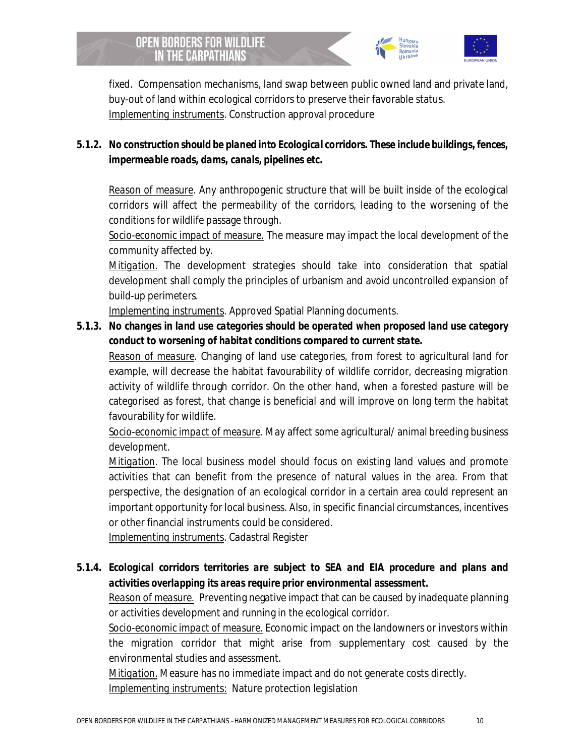fixed. Compensation mechanisms, land swap between public owned land and private land, buy-out of land within ecological corridors to preserve their favorable status.
Implementing instruments. Construction approval procedure

**5.1.2. No construction should be planed into Ecological corridors. These include buildings, fences, impermeable roads, dams, canals, pipelines etc.**

Reason of measure. Any anthropogenic structure that will be built inside of the ecological corridors will affect the permeability of the corridors, leading to the worsening of the conditions for wildlife passage through.
Socio-economic impact of measure. The measure may impact the local development of the community affected by.
*Mitigation.* The development strategies should take into consideration that spatial development shall comply the principles of urbanism and avoid uncontrolled expansion of build-up perimeters.
Implementing instruments. Approved Spatial Planning documents.

**5.1.3. *No changes in land use categories should be operated when proposed land use category conduct to worsening of habitat conditions compared to current state.***

*Reason of measure*. Changing of land use categories, from forest to agricultural land for example, will decrease the habitat favourability of wildlife corridor, decreasing migration activity of wildlife through corridor. On the other hand, when a forested pasture will be categorised as forest, that change is beneficial and will improve on long term the habitat favourability for wildlife.
Socio-economic impact of measure. May affect some agricultural/ animal breeding business development.
*Mitigation*. The local business model should focus on existing land values and promote activities that can benefit from the presence of natural values in the area. From that perspective, the designation of an ecological corridor in a certain area could represent an important opportunity for local business. Also, in specific financial circumstances, incentives or other financial instruments could be considered.
Implementing instruments. Cadastral Register

**5.1.4. *Ecological corridors territories are subject to SEA and EIA procedure and plans and activities overlapping its areas require prior environmental assessment.***

Reason of measure. Preventing negative impact that can be caused by inadequate planning or activities development and running in the ecological corridor.
Socio-economic impact of measure. Economic impact on the landowners or investors within the migration corridor that might arise from supplementary cost caused by the environmental studies and assessment.
*Mitigation.* Measure has no immediate impact and do not generate costs directly.
Implementing instruments: Nature protection legislation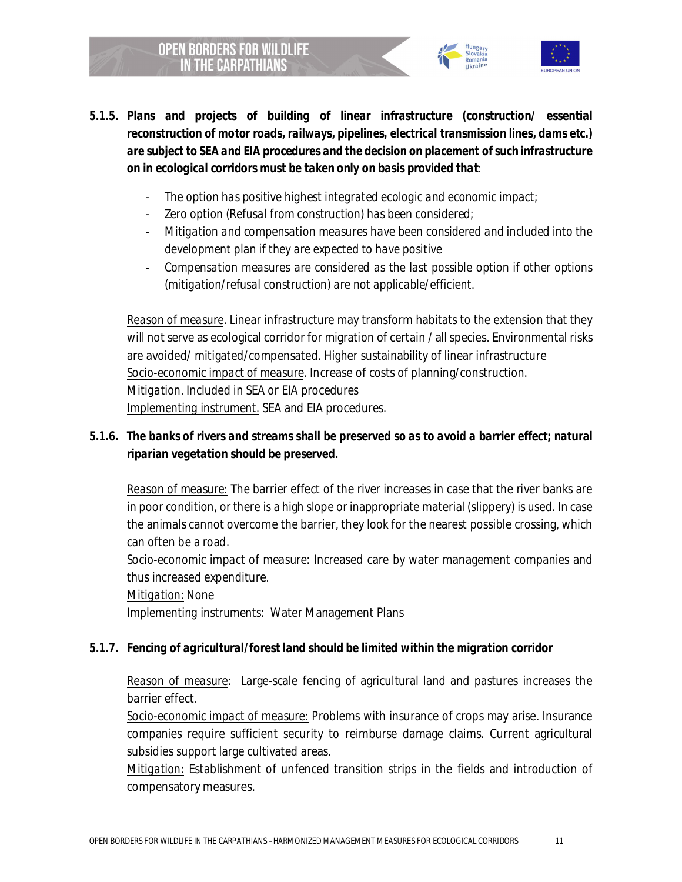**5.1.5. Plans and projects of building of linear infrastructure (construction/ essential reconstruction of motor roads, railways, pipelines, electrical transmission lines, dams etc.) are subject to SEA and EIA procedures and the decision on placement of such infrastructure on in ecological corridors must be taken only on basis provided that**:

- The option has positive highest integrated ecologic and economic impact;
- Zero option (Refusal from construction) has been considered;
- Mitigation and compensation measures have been considered and included into the development plan if they are expected to have positive
- Compensation measures are considered as the last possible option if other options (mitigation/refusal construction) are not applicable/efficient.

Reason of measure. Linear infrastructure may transform habitats to the extension that they will not serve as ecological corridor for migration of certain / all species. Environmental risks are avoided/ mitigated/compensated. Higher sustainability of linear infrastructure
Socio-economic impact of measure. Increase of costs of planning/construction.
Mitigation. Included in SEA or EIA procedures
Implementing instrument. SEA and EIA procedures.

**5.1.6. The banks of rivers and streams shall be preserved so as to avoid a barrier effect; natural riparian vegetation should be preserved.**

Reason of measure: The barrier effect of the river increases in case that the river banks are in poor condition, or there is a high slope or inappropriate material (slippery) is used. In case the animals cannot overcome the barrier, they look for the nearest possible crossing, which can often be a road.
Socio-economic impact of measure: Increased care by water management companies and thus increased expenditure.
Mitigation: None
Implementing instruments: Water Management Plans

**5.1.7. Fencing of agricultural/forest land should be limited within the migration corridor**

Reason of measure: Large-scale fencing of agricultural land and pastures increases the barrier effect.
Socio-economic impact of measure: Problems with insurance of crops may arise. Insurance companies require sufficient security to reimburse damage claims. Current agricultural subsidies support large cultivated areas.
Mitigation: Establishment of unfenced transition strips in the fields and introduction of compensatory measures.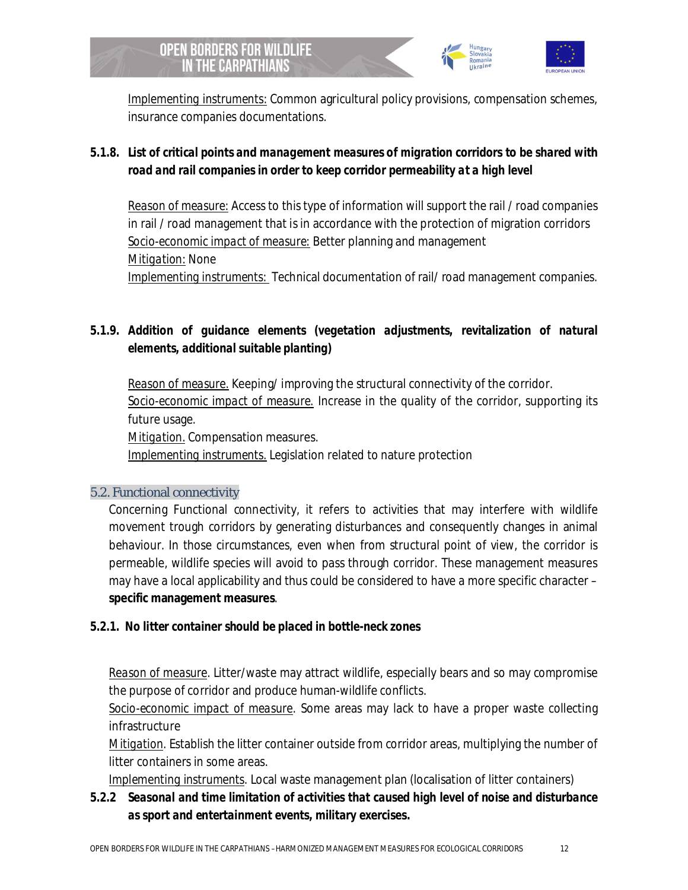Implementing instruments: Common agricultural policy provisions, compensation schemes, insurance companies documentations.

#### 5.1.8. *List of critical points and management measures of migration corridors to be shared with road and rail companies in order to keep corridor permeability at a high level*

Reason of measure: Access to this type of information will support the rail / road companies in rail / road management that is in accordance with the protection of migration corridors
Socio-economic impact of measure: Better planning and management
Mitigation: None
Implementing instruments: Technical documentation of rail/ road management companies.

#### 5.1.9. *Addition of guidance elements (vegetation adjustments, revitalization of natural elements, additional suitable planting)*

Reason of measure. Keeping/ improving the structural connectivity of the corridor.
Socio-economic impact of measure. Increase in the quality of the corridor, supporting its future usage.
Mitigation. Compensation measures.
Implementing instruments. Legislation related to nature protection

### 5.2. Functional connectivity

Concerning Functional connectivity, it refers to activities that may interfere with wildlife movement trough corridors by generating disturbances and consequently changes in animal behaviour. In those circumstances, even when from structural point of view, the corridor is permeable, wildlife species will avoid to pass through corridor. These management measures may have a local applicability and thus could be considered to have a more specific character – **specific management measures**.

#### 5.2.1. No litter container should be placed in bottle-neck zones

Reason of measure. Litter/waste may attract wildlife, especially bears and so may compromise the purpose of corridor and produce human-wildlife conflicts.
Socio-economic impact of measure. Some areas may lack to have a proper waste collecting infrastructure
Mitigation. Establish the litter container outside from corridor areas, multiplying the number of litter containers in some areas.
Implementing instruments. Local waste management plan (localisation of litter containers)

#### 5.2.2 *Seasonal and time limitation of activities that caused high level of noise and disturbance as sport and entertainment events, military exercises.*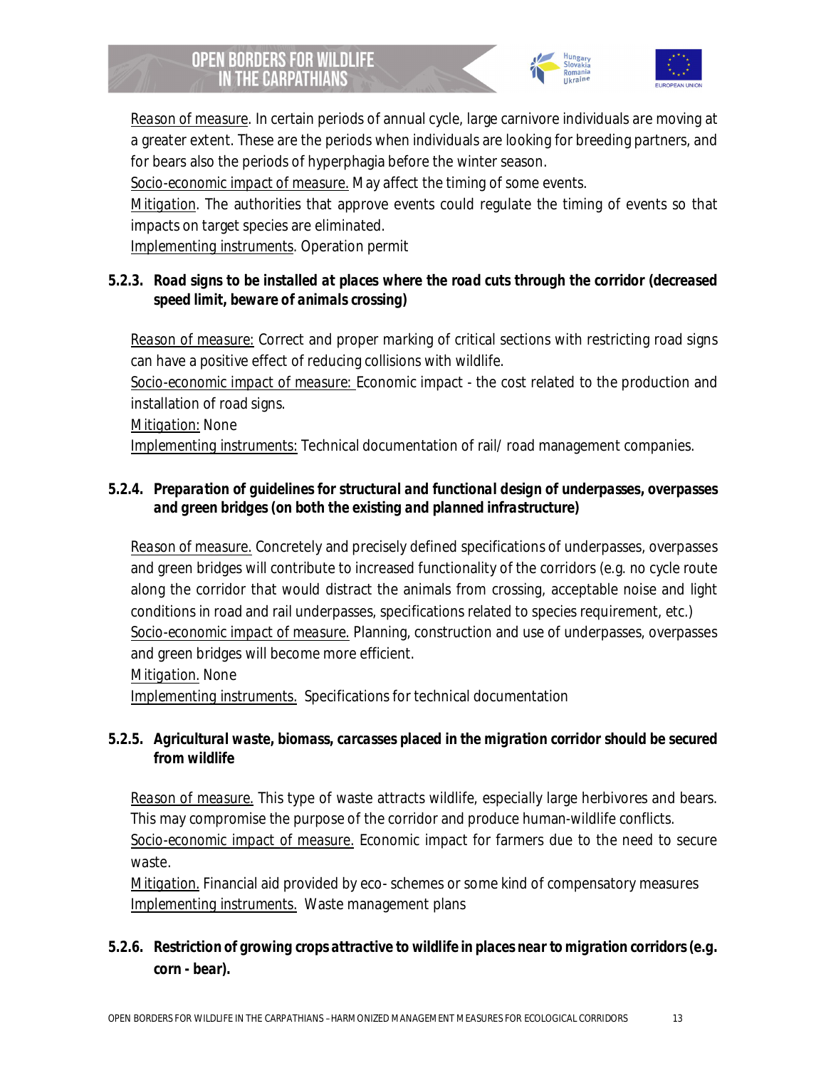Reason of measure. In certain periods of annual cycle, large carnivore individuals are moving at a greater extent. These are the periods when individuals are looking for breeding partners, and for bears also the periods of hyperphagia before the winter season.
Socio-economic impact of measure. May affect the timing of some events.
Mitigation. The authorities that approve events could regulate the timing of events so that impacts on target species are eliminated.
Implementing instruments. Operation permit

#### 5.2.3. Road signs to be installed at places where the road cuts through the corridor (decreased speed limit, beware of animals crossing)

Reason of measure: Correct and proper marking of critical sections with restricting road signs can have a positive effect of reducing collisions with wildlife.
Socio-economic impact of measure: Economic impact - the cost related to the production and installation of road signs.
Mitigation: None
Implementing instruments: Technical documentation of rail/ road management companies.

#### 5.2.4. Preparation of guidelines for structural and functional design of underpasses, overpasses and green bridges (on both the existing and planned infrastructure)

Reason of measure. Concretely and precisely defined specifications of underpasses, overpasses and green bridges will contribute to increased functionality of the corridors (e.g. no cycle route along the corridor that would distract the animals from crossing, acceptable noise and light conditions in road and rail underpasses, specifications related to species requirement, etc.)
Socio-economic impact of measure. Planning, construction and use of underpasses, overpasses and green bridges will become more efficient.
Mitigation. None
Implementing instruments. Specifications for technical documentation

#### 5.2.5. Agricultural waste, biomass, carcasses placed in the migration corridor should be secured from wildlife

Reason of measure. This type of waste attracts wildlife, especially large herbivores and bears. This may compromise the purpose of the corridor and produce human-wildlife conflicts.
Socio-economic impact of measure. Economic impact for farmers due to the need to secure waste.
Mitigation. Financial aid provided by eco- schemes or some kind of compensatory measures
Implementing instruments. Waste management plans

#### 5.2.6. Restriction of growing crops attractive to wildlife in places near to migration corridors (e.g. corn - bear).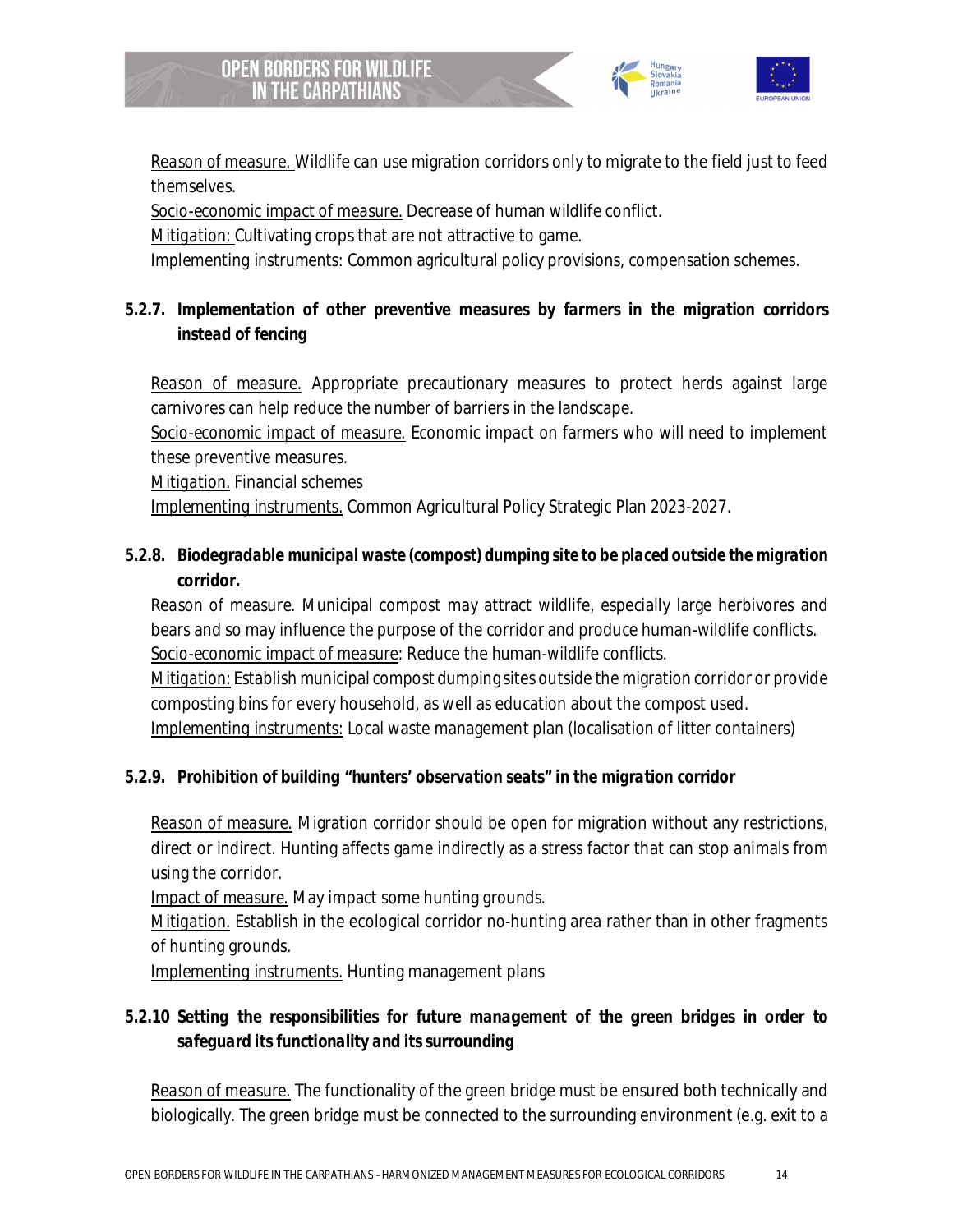Reason of measure. Wildlife can use migration corridors only to migrate to the field just to feed themselves.
Socio-economic impact of measure. Decrease of human wildlife conflict.
Mitigation: Cultivating crops that are not attractive to game.
Implementing instruments: Common agricultural policy provisions, compensation schemes.

### 5.2.7. Implementation of other preventive measures by farmers in the migration corridors instead of fencing

Reason of measure. Appropriate precautionary measures to protect herds against large carnivores can help reduce the number of barriers in the landscape.
Socio-economic impact of measure. Economic impact on farmers who will need to implement these preventive measures.
Mitigation. Financial schemes
Implementing instruments. Common Agricultural Policy Strategic Plan 2023-2027.

### 5.2.8. Biodegradable municipal waste (compost) dumping site to be placed outside the migration corridor.

Reason of measure. Municipal compost may attract wildlife, especially large herbivores and bears and so may influence the purpose of the corridor and produce human-wildlife conflicts.
Socio-economic impact of measure: Reduce the human-wildlife conflicts.
Mitigation: Establish municipal compost dumping sites outside the migration corridor or provide composting bins for every household, as well as education about the compost used.
Implementing instruments: Local waste management plan (localisation of litter containers)

### 5.2.9. Prohibition of building "hunters' observation seats" in the migration corridor

Reason of measure. Migration corridor should be open for migration without any restrictions, direct or indirect. Hunting affects game indirectly as a stress factor that can stop animals from using the corridor.
Impact of measure. May impact some hunting grounds.
Mitigation. Establish in the ecological corridor no-hunting area rather than in other fragments of hunting grounds.
Implementing instruments. Hunting management plans

### 5.2.10 Setting the responsibilities for future management of the green bridges in order to safeguard its functionality and its surrounding

Reason of measure. The functionality of the green bridge must be ensured both technically and biologically. The green bridge must be connected to the surrounding environment (e.g. exit to a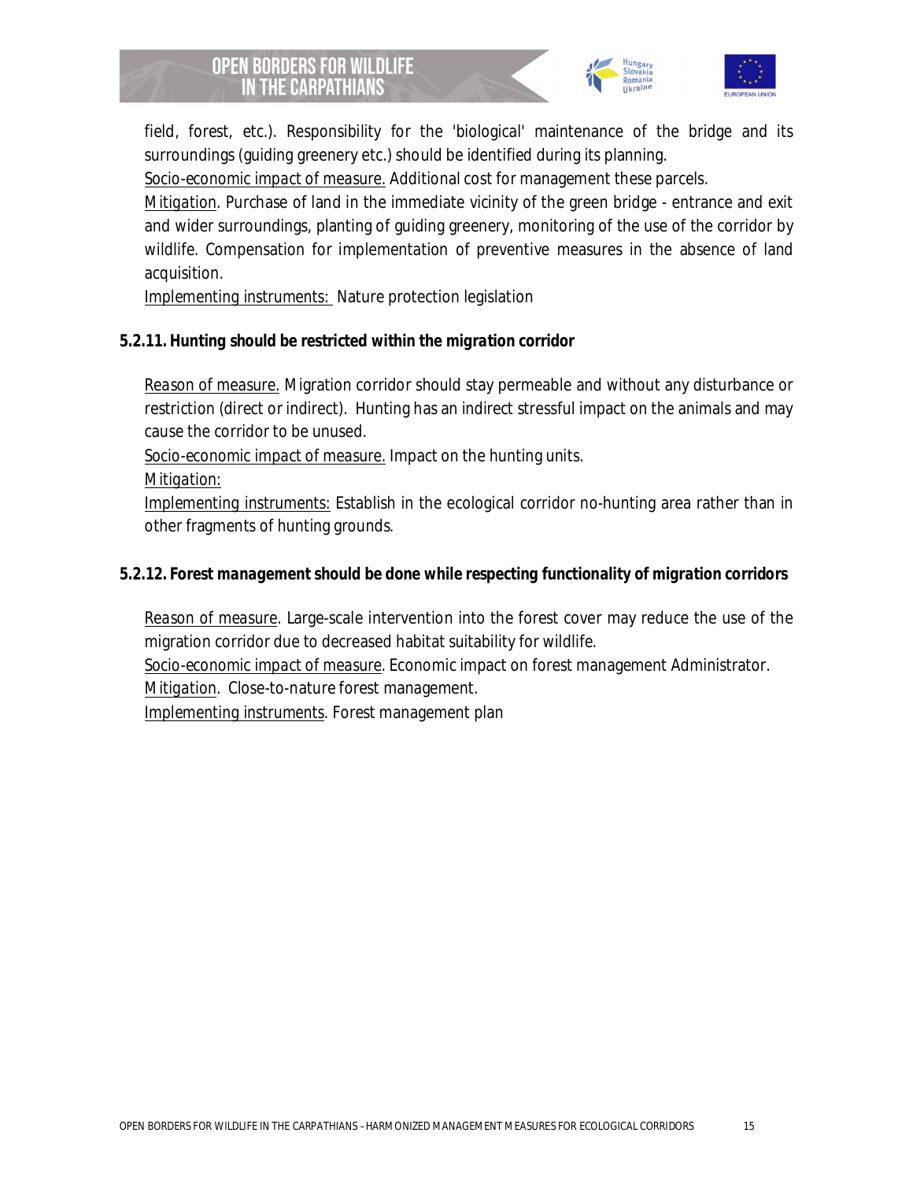field, forest, etc.). Responsibility for the 'biological' maintenance of the bridge and its surroundings (guiding greenery etc.) should be identified during its planning.

Socio-economic impact of measure. Additional cost for management these parcels.

Mitigation. Purchase of land in the immediate vicinity of the green bridge - entrance and exit and wider surroundings, planting of guiding greenery, monitoring of the use of the corridor by wildlife. Compensation for implementation of preventive measures in the absence of land acquisition.

Implementing instruments: Nature protection legislation

### 5.2.11. Hunting should be restricted within the migration corridor

Reason of measure. Migration corridor should stay permeable and without any disturbance or restriction (direct or indirect). Hunting has an indirect stressful impact on the animals and may cause the corridor to be unused.

Socio-economic impact of measure. Impact on the hunting units.

Mitigation:

Implementing instruments: Establish in the ecological corridor no-hunting area rather than in other fragments of hunting grounds.

### 5.2.12. Forest management should be done while respecting functionality of migration corridors

Reason of measure. Large-scale intervention into the forest cover may reduce the use of the migration corridor due to decreased habitat suitability for wildlife.

Socio-economic impact of measure. Economic impact on forest management Administrator.

Mitigation. Close-to-nature forest management.

Implementing instruments. Forest management plan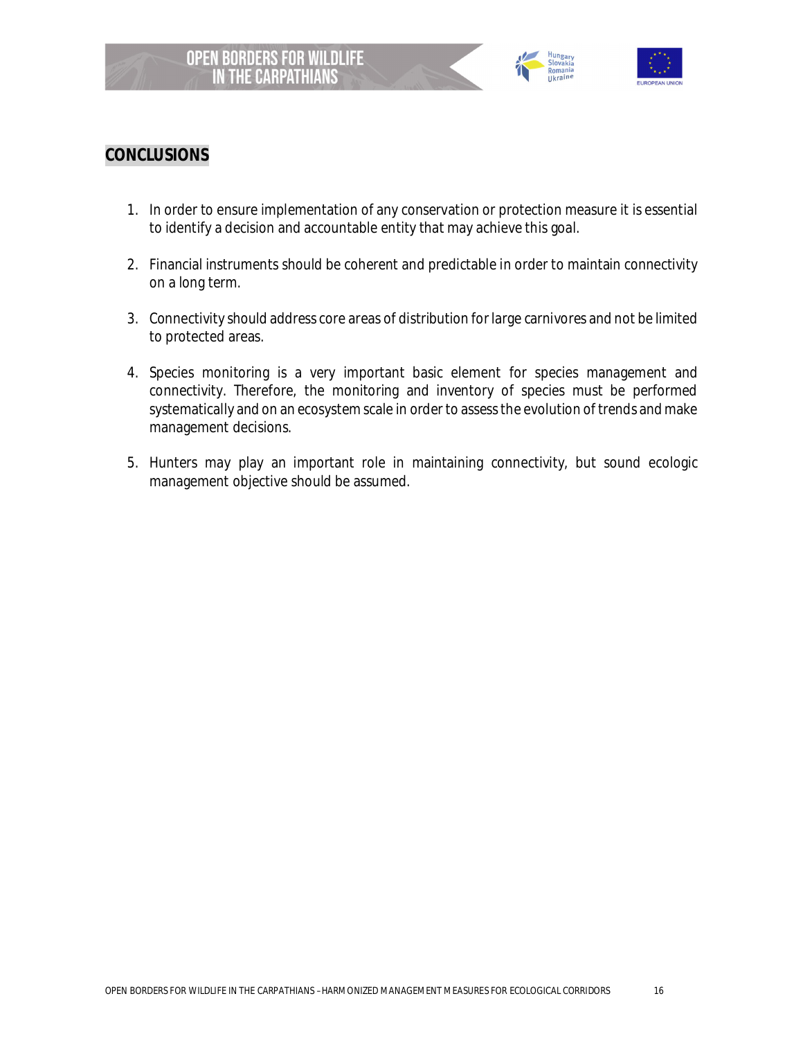## CONCLUSIONS

1. In order to ensure implementation of any conservation or protection measure it is essential to identify a decision and accountable entity that may achieve this goal.

2. Financial instruments should be coherent and predictable in order to maintain connectivity on a long term.

3. Connectivity should address core areas of distribution for large carnivores and not be limited to protected areas.

4. Species monitoring is a very important basic element for species management and connectivity. Therefore, the monitoring and inventory of species must be performed systematically and on an ecosystem scale in order to assess the evolution of trends and make management decisions.

5. Hunters may play an important role in maintaining connectivity, but sound ecologic management objective should be assumed.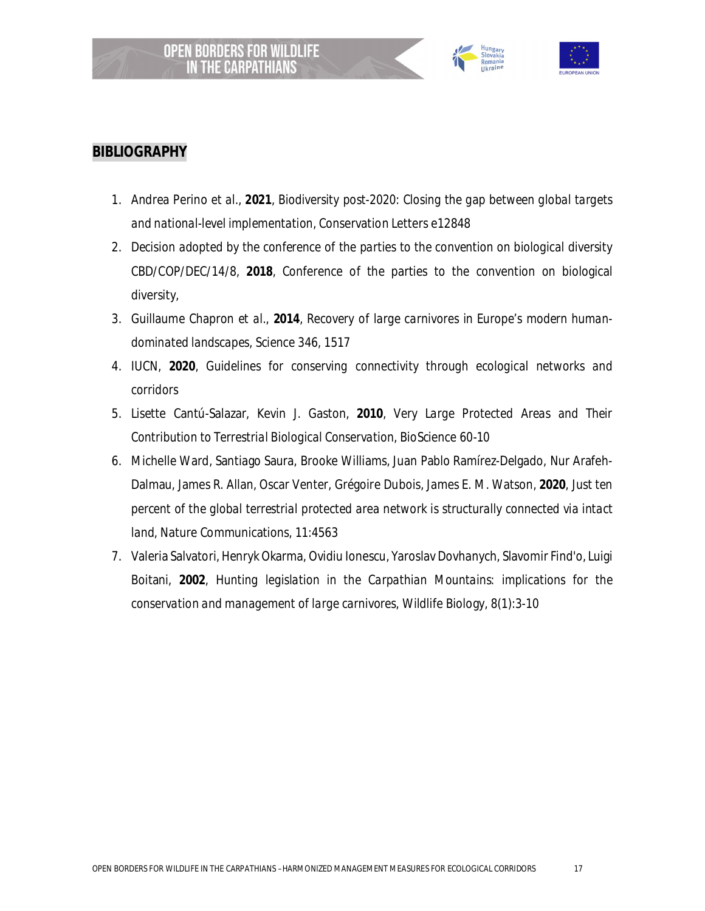## BIBLIOGRAPHY

1. Andrea Perino et al., **2021**, Biodiversity post-2020: Closing the gap between global targets and national-level implementation, Conservation Letters e12848
2. Decision adopted by the conference of the parties to the convention on biological diversity CBD/COP/DEC/14/8, **2018**, Conference of the parties to the convention on biological diversity,
3. Guillaume Chapron et al., **2014**, Recovery of large carnivores in Europe's modern human-dominated landscapes, Science 346, 1517
4. IUCN, **2020**, Guidelines for conserving connectivity through ecological networks and corridors
5. Lisette Cantú-Salazar, Kevin J. Gaston, **2010**, Very Large Protected Areas and Their Contribution to Terrestrial Biological Conservation, BioScience 60-10
6. Michelle Ward, Santiago Saura, Brooke Williams, Juan Pablo Ramírez-Delgado, Nur Arafeh-Dalmau, James R. Allan, Oscar Venter, Grégoire Dubois, James E. M. Watson, **2020**, Just ten percent of the global terrestrial protected area network is structurally connected via intact land, Nature Communications, 11:4563
7. Valeria Salvatori, Henryk Okarma, Ovidiu Ionescu, Yaroslav Dovhanych, Slavomir Find'o, Luigi Boitani, **2002**, Hunting legislation in the Carpathian Mountains: implications for the conservation and management of large carnivores, Wildlife Biology, 8(1):3-10